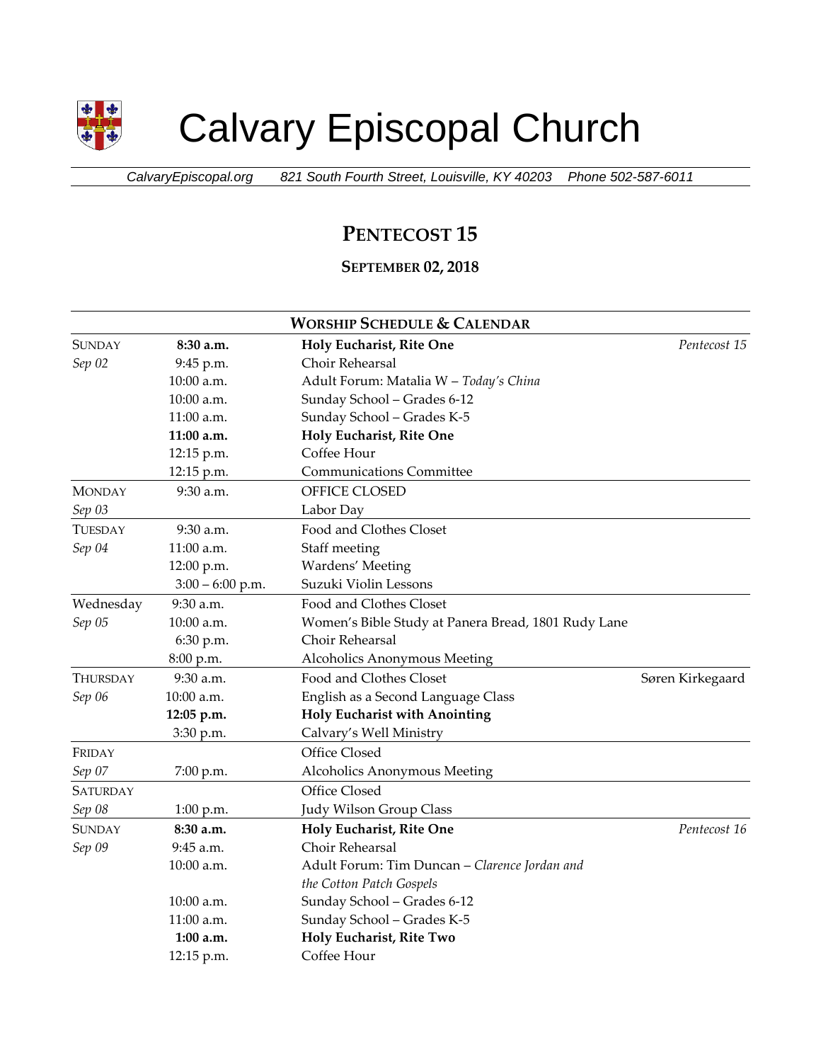# Calvary Episcopal Church

*CalvaryEpiscopal.org* *821 South Fourth Street, Louisville, KY 40203* *Phone 502-587-6011*

## PENTECOST 15

### SEPTEMBER 02, 2018

| WORSHIP SCHEDULE & CALENDAR | | | |
|---|---|---|---|
| SUNDAY | **8:30 a.m.** | **Holy Eucharist, Rite One** | *Pentecost 15* |
| *Sep 02* | 9:45 p.m. | Choir Rehearsal | |
| | 10:00 a.m. | Adult Forum: Matalia W – *Today's China* | |
| | 10:00 a.m. | Sunday School – Grades 6-12 | |
| | 11:00 a.m. | Sunday School – Grades K-5 | |
| | **11:00 a.m.** | **Holy Eucharist, Rite One** | |
| | 12:15 p.m. | Coffee Hour | |
| | 12:15 p.m. | Communications Committee | |
| MONDAY | 9:30 a.m. | OFFICE CLOSED | |
| *Sep 03* | | Labor Day | |
| TUESDAY | 9:30 a.m. | Food and Clothes Closet | |
| *Sep 04* | 11:00 a.m. | Staff meeting | |
| | 12:00 p.m. | Wardens' Meeting | |
| | 3:00 – 6:00 p.m. | Suzuki Violin Lessons | |
| Wednesday | 9:30 a.m. | Food and Clothes Closet | |
| *Sep 05* | 10:00 a.m. | Women's Bible Study at Panera Bread, 1801 Rudy Lane | |
| | 6:30 p.m. | Choir Rehearsal | |
| | 8:00 p.m. | Alcoholics Anonymous Meeting | |
| THURSDAY | 9:30 a.m. | Food and Clothes Closet | Søren Kirkegaard |
| *Sep 06* | 10:00 a.m. | English as a Second Language Class | |
| | **12:05 p.m.** | **Holy Eucharist with Anointing** | |
| | 3:30 p.m. | Calvary's Well Ministry | |
| FRIDAY | | Office Closed | |
| *Sep 07* | 7:00 p.m. | Alcoholics Anonymous Meeting | |
| SATURDAY | | Office Closed | |
| *Sep 08* | 1:00 p.m. | Judy Wilson Group Class | |
| SUNDAY | **8:30 a.m.** | **Holy Eucharist, Rite One** | *Pentecost 16* |
| *Sep 09* | 9:45 a.m. | Choir Rehearsal | |
| | 10:00 a.m. | Adult Forum: Tim Duncan – *Clarence Jordan and the Cotton Patch Gospels* | |
| | 10:00 a.m. | Sunday School – Grades 6-12 | |
| | 11:00 a.m. | Sunday School – Grades K-5 | |
| | **1:00 a.m.** | **Holy Eucharist, Rite Two** | |
| | 12:15 p.m. | Coffee Hour | |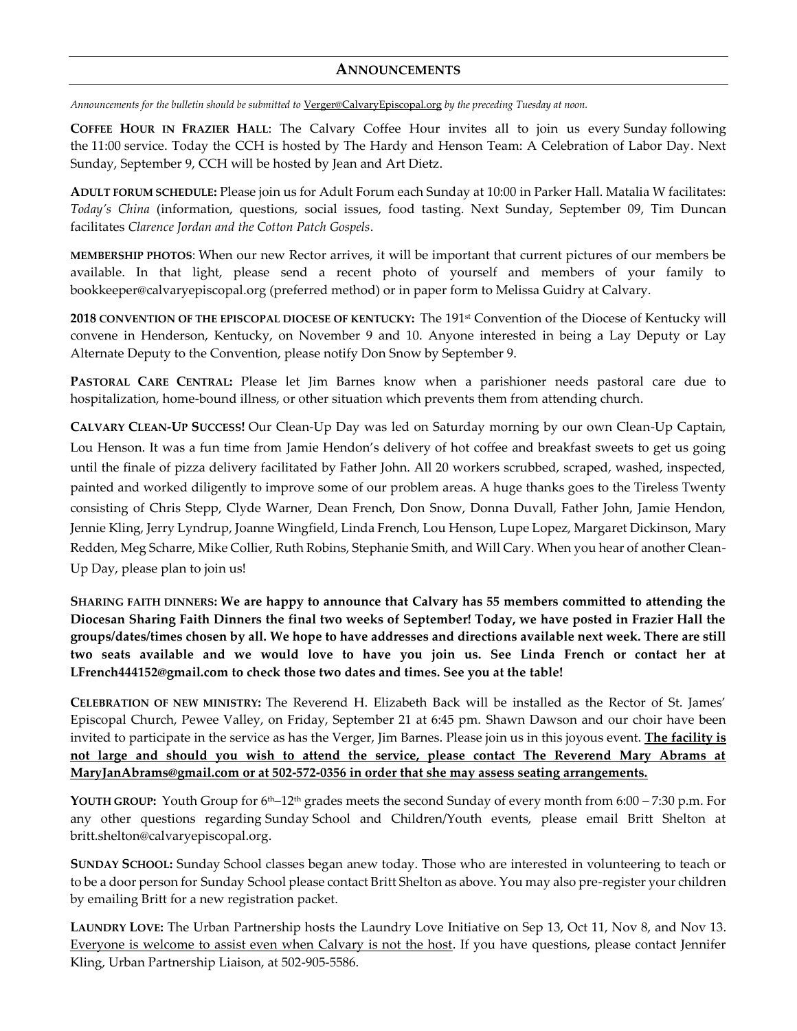## ANNOUNCEMENTS

*Announcements for the bulletin should be submitted to* Verger@CalvaryEpiscopal.org *by the preceding Tuesday at noon.*

**COFFEE HOUR IN FRAZIER HALL**: The Calvary Coffee Hour invites all to join us every Sunday following the 11:00 service. Today the CCH is hosted by The Hardy and Henson Team: A Celebration of Labor Day. Next Sunday, September 9, CCH will be hosted by Jean and Art Dietz.

**ADULT FORUM SCHEDULE:** Please join us for Adult Forum each Sunday at 10:00 in Parker Hall. Matalia W facilitates: *Today's China* (information, questions, social issues, food tasting. Next Sunday, September 09, Tim Duncan facilitates *Clarence Jordan and the Cotton Patch Gospels*.

**MEMBERSHIP PHOTOS**: When our new Rector arrives, it will be important that current pictures of our members be available. In that light, please send a recent photo of yourself and members of your family to bookkeeper@calvaryepiscopal.org (preferred method) or in paper form to Melissa Guidry at Calvary.

**2018 CONVENTION OF THE EPISCOPAL DIOCESE OF KENTUCKY:** The 191st Convention of the Diocese of Kentucky will convene in Henderson, Kentucky, on November 9 and 10. Anyone interested in being a Lay Deputy or Lay Alternate Deputy to the Convention, please notify Don Snow by September 9.

**PASTORAL CARE CENTRAL:** Please let Jim Barnes know when a parishioner needs pastoral care due to hospitalization, home-bound illness, or other situation which prevents them from attending church.

**CALVARY CLEAN-UP SUCCESS!** Our Clean-Up Day was led on Saturday morning by our own Clean-Up Captain, Lou Henson. It was a fun time from Jamie Hendon's delivery of hot coffee and breakfast sweets to get us going until the finale of pizza delivery facilitated by Father John. All 20 workers scrubbed, scraped, washed, inspected, painted and worked diligently to improve some of our problem areas. A huge thanks goes to the Tireless Twenty consisting of Chris Stepp, Clyde Warner, Dean French, Don Snow, Donna Duvall, Father John, Jamie Hendon, Jennie Kling, Jerry Lyndrup, Joanne Wingfield, Linda French, Lou Henson, Lupe Lopez, Margaret Dickinson, Mary Redden, Meg Scharre, Mike Collier, Ruth Robins, Stephanie Smith, and Will Cary. When you hear of another Clean-Up Day, please plan to join us!

**SHARING FAITH DINNERS: We are happy to announce that Calvary has 55 members committed to attending the Diocesan Sharing Faith Dinners the final two weeks of September! Today, we have posted in Frazier Hall the groups/dates/times chosen by all. We hope to have addresses and directions available next week. There are still two seats available and we would love to have you join us. See Linda French or contact her at LFrench444152@gmail.com to check those two dates and times. See you at the table!**

**CELEBRATION OF NEW MINISTRY:** The Reverend H. Elizabeth Back will be installed as the Rector of St. James' Episcopal Church, Pewee Valley, on Friday, September 21 at 6:45 pm. Shawn Dawson and our choir have been invited to participate in the service as has the Verger, Jim Barnes. Please join us in this joyous event. **The facility is not large and should you wish to attend the service, please contact The Reverend Mary Abrams at MaryJanAbrams@gmail.com or at 502-572-0356 in order that she may assess seating arrangements.**

**YOUTH GROUP:** Youth Group for 6th–12th grades meets the second Sunday of every month from 6:00 – 7:30 p.m. For any other questions regarding Sunday School and Children/Youth events, please email Britt Shelton at britt.shelton@calvaryepiscopal.org.

**SUNDAY SCHOOL:** Sunday School classes began anew today. Those who are interested in volunteering to teach or to be a door person for Sunday School please contact Britt Shelton as above. You may also pre-register your children by emailing Britt for a new registration packet.

**LAUNDRY LOVE:** The Urban Partnership hosts the Laundry Love Initiative on Sep 13, Oct 11, Nov 8, and Nov 13. Everyone is welcome to assist even when Calvary is not the host. If you have questions, please contact Jennifer Kling, Urban Partnership Liaison, at 502-905-5586.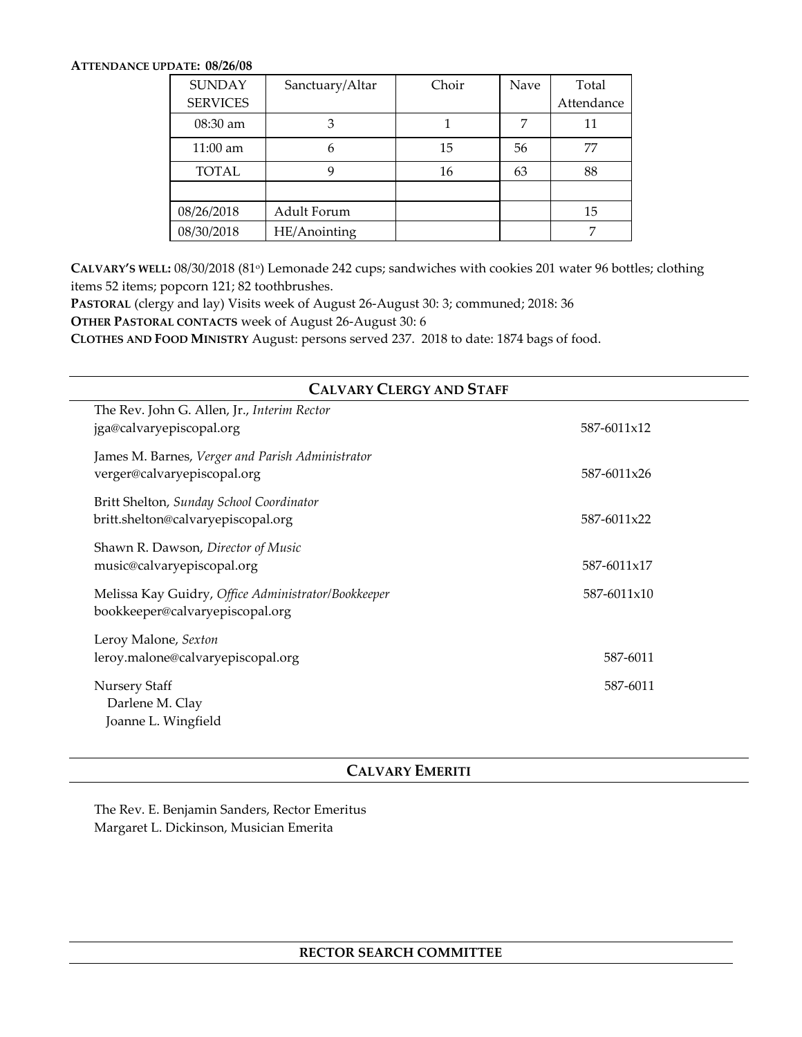**ATTENDANCE UPDATE: 08/26/08**

| SUNDAY SERVICES | Sanctuary/Altar | Choir | Nave | Total Attendance |
|---|---|---|---|---|
| 08:30 am | 3 | 1 | 7 | 11 |
| 11:00 am | 6 | 15 | 56 | 77 |
| TOTAL | 9 | 16 | 63 | 88 |
| | | | | |
| 08/26/2018 | Adult Forum | | | 15 |
| 08/30/2018 | HE/Anointing | | | 7 |

**CALVARY'S WELL:** 08/30/2018 (81º) Lemonade 242 cups; sandwiches with cookies 201 water 96 bottles; clothing items 52 items; popcorn 121; 82 toothbrushes.

**PASTORAL** (clergy and lay) Visits week of August 26-August 30: 3; communed; 2018: 36

**OTHER PASTORAL CONTACTS** week of August 26-August 30: 6

**CLOTHES AND FOOD MINISTRY** August: persons served 237. 2018 to date: 1874 bags of food.

## CALVARY CLERGY AND STAFF

The Rev. John G. Allen, Jr., *Interim Rector*
jga@calvaryepiscopal.org — 587-6011x12

James M. Barnes, *Verger and Parish Administrator*
verger@calvaryepiscopal.org — 587-6011x26

Britt Shelton, *Sunday School Coordinator*
britt.shelton@calvaryepiscopal.org — 587-6011x22

Shawn R. Dawson, *Director of Music*
music@calvaryepiscopal.org — 587-6011x17

Melissa Kay Guidry, *Office Administrator/Bookkeeper* — 587-6011x10
bookkeeper@calvaryepiscopal.org

Leroy Malone, *Sexton*
leroy.malone@calvaryepiscopal.org — 587-6011

Nursery Staff — 587-6011
Darlene M. Clay
Joanne L. Wingfield

## CALVARY EMERITI

The Rev. E. Benjamin Sanders, Rector Emeritus
Margaret L. Dickinson, Musician Emerita

## RECTOR SEARCH COMMITTEE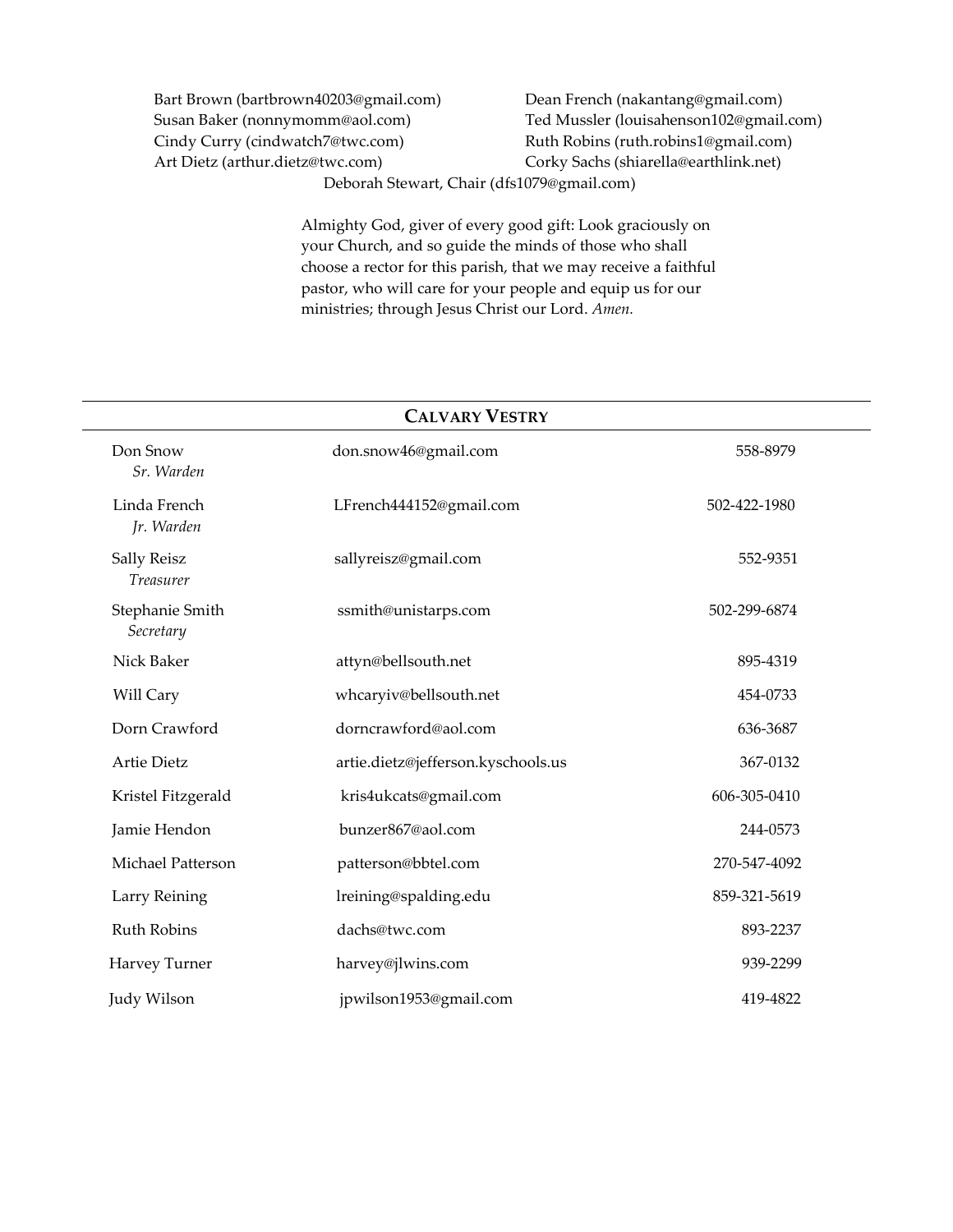Bart Brown (bartbrown40203@gmail.com)
Susan Baker (nonnymomm@aol.com)
Cindy Curry (cindwatch7@twc.com)
Art Dietz (arthur.dietz@twc.com)
Dean French (nakantang@gmail.com)
Ted Mussler (louisahenson102@gmail.com)
Ruth Robins (ruth.robins1@gmail.com)
Corky Sachs (shiarella@earthlink.net)

Deborah Stewart, Chair (dfs1079@gmail.com)

Almighty God, giver of every good gift: Look graciously on your Church, and so guide the minds of those who shall choose a rector for this parish, that we may receive a faithful pastor, who will care for your people and equip us for our ministries; through Jesus Christ our Lord. *Amen.*

## CALVARY VESTRY

| | | |
|---|---|---|
| Don Snow<br>*Sr. Warden* | don.snow46@gmail.com | 558-8979 |
| Linda French<br>*Jr. Warden* | LFrench444152@gmail.com | 502-422-1980 |
| Sally Reisz<br>*Treasurer* | sallyreisz@gmail.com | 552-9351 |
| Stephanie Smith<br>*Secretary* | ssmith@unistarps.com | 502-299-6874 |
| Nick Baker | attyn@bellsouth.net | 895-4319 |
| Will Cary | whcaryiv@bellsouth.net | 454-0733 |
| Dorn Crawford | dorncrawford@aol.com | 636-3687 |
| Artie Dietz | artie.dietz@jefferson.kyschools.us | 367-0132 |
| Kristel Fitzgerald | kris4ukcats@gmail.com | 606-305-0410 |
| Jamie Hendon | bunzer867@aol.com | 244-0573 |
| Michael Patterson | patterson@bbtel.com | 270-547-4092 |
| Larry Reining | lreining@spalding.edu | 859-321-5619 |
| Ruth Robins | dachs@twc.com | 893-2237 |
| Harvey Turner | harvey@jlwins.com | 939-2299 |
| Judy Wilson | jpwilson1953@gmail.com | 419-4822 |